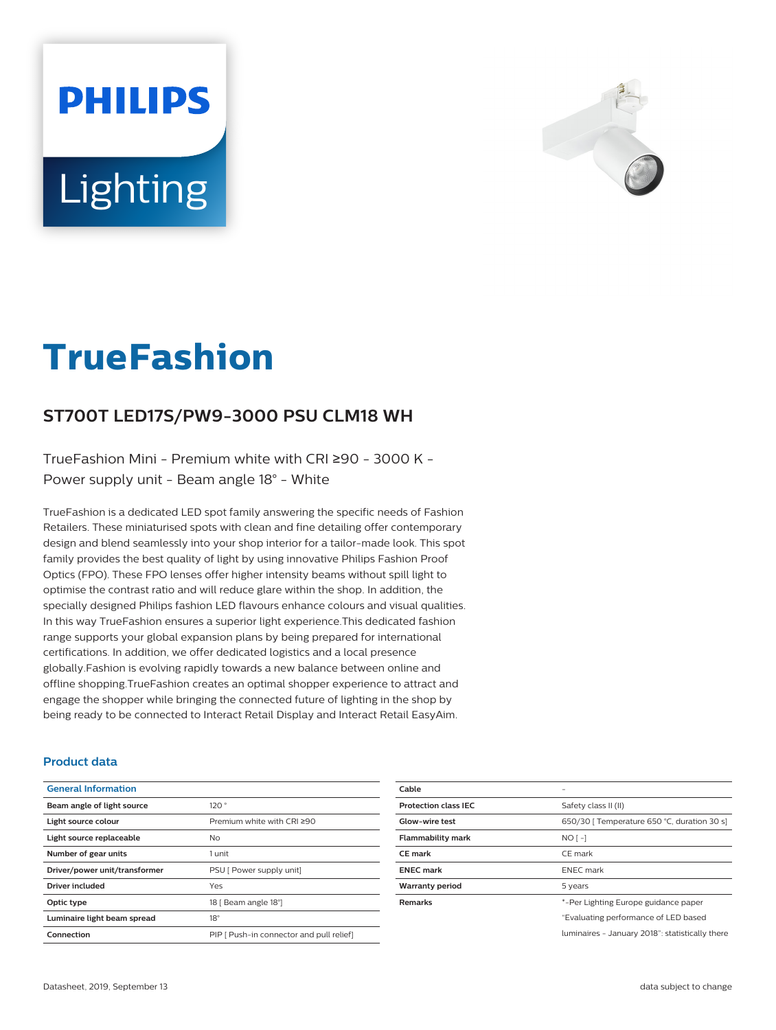# TrueFashion

## ST700T LED17S/PW9-3000 PSU CLM18 WH

TrueFashion Mini - Premium white with CRI ≥90 - 3000 K - Power supply unit - Beam angle 18° - White

TrueFashion is a dedicated LED spot family answering the specific needs of Fashion Retailers. These miniaturised spots with clean and fine detailing offer contemporary design and blend seamlessly into your shop interior for a tailor-made look. This spot family provides the best quality of light by using innovative Philips Fashion Proof Optics (FPO). These FPO lenses offer higher intensity beams without spill light to optimise the contrast ratio and will reduce glare within the shop. In addition, the specially designed Philips fashion LED flavours enhance colours and visual qualities. In this way TrueFashion ensures a superior light experience.This dedicated fashion range supports your global expansion plans by being prepared for international certifications. In addition, we offer dedicated logistics and a local presence globally.Fashion is evolving rapidly towards a new balance between online and offline shopping.TrueFashion creates an optimal shopper experience to attract and engage the shopper while bringing the connected future of lighting in the shop by being ready to be connected to Interact Retail Display and Interact Retail EasyAim.

### Product data

| General Information | |
|---|---|
| **Beam angle of light source** | 120 ° |
| **Light source colour** | Premium white with CRI ≥90 |
| **Light source replaceable** | No |
| **Number of gear units** | 1 unit |
| **Driver/power unit/transformer** | PSU [ Power supply unit] |
| **Driver included** | Yes |
| **Optic type** | 18 [ Beam angle 18°] |
| **Luminaire light beam spread** | 18° |
| **Connection** | PIP [ Push-in connector and pull relief] |
| **Cable** | - |
| **Protection class IEC** | Safety class II (II) |
| **Glow-wire test** | 650/30 [ Temperature 650 °C, duration 30 s] |
| **Flammability mark** | NO [ -] |
| **CE mark** | CE mark |
| **ENEC mark** | ENEC mark |
| **Warranty period** | 5 years |
| **Remarks** | *-Per Lighting Europe guidance paper "Evaluating performance of LED based luminaires - January 2018": statistically there |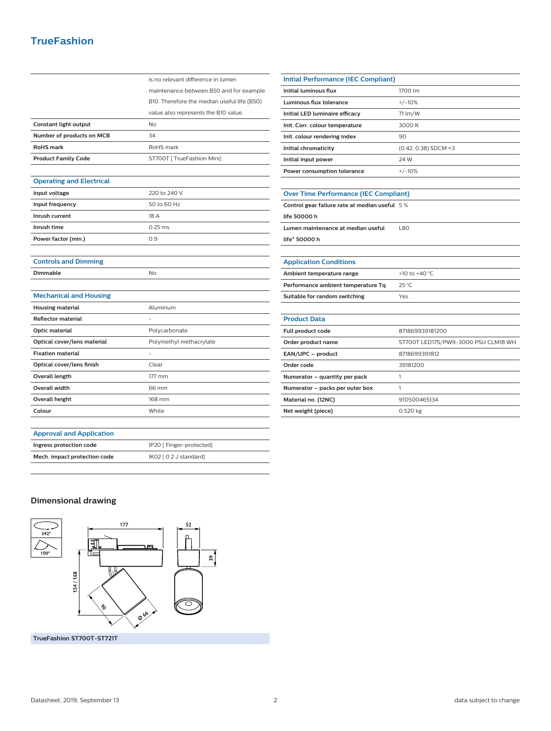## TrueFashion

| | |
|---|---|
| | is no relevant difference in lumen maintenance between B50 and for example B10. Therefore the median useful life (B50) value also represents the B10 value. |
| **Constant light output** | No |
| **Number of products on MCB** | 34 |
| **RoHS mark** | RoHS mark |
| **Product Family Code** | ST700T [ TrueFashion Mini] |

### Operating and Electrical

| | |
|---|---|
| **Input voltage** | 220 to 240 V |
| **Input frequency** | 50 to 60 Hz |
| **Inrush current** | 18 A |
| **Inrush time** | 0.25 ms |
| **Power factor (min.)** | 0.9 |

### Controls and Dimming

| | |
|---|---|
| **Dimmable** | No |

### Mechanical and Housing

| | |
|---|---|
| **Housing material** | Aluminum |
| **Reflector material** | - |
| **Optic material** | Polycarbonate |
| **Optical cover/lens material** | Polymethyl methacrylate |
| **Fixation material** | - |
| **Optical cover/lens finish** | Clear |
| **Overall length** | 177 mm |
| **Overall width** | 66 mm |
| **Overall height** | 168 mm |
| **Colour** | White |

### Approval and Application

| | |
|---|---|
| **Ingress protection code** | IP20 [ Finger-protected] |
| **Mech. impact protection code** | IK02 [ 0.2 J standard] |

### Initial Performance (IEC Compliant)

| | |
|---|---|
| **Initial luminous flux** | 1700 lm |
| **Luminous flux tolerance** | +/-10% |
| **Initial LED luminaire efficacy** | 71 lm/W |
| **Init. Corr. colour temperature** | 3000 K |
| **Init. colour rendering index** | 90 |
| **Initial chromaticity** | (0.42, 0.38) SDCM <3 |
| **Initial input power** | 24 W |
| **Power consumption tolerance** | +/-10% |

### Over Time Performance (IEC Compliant)

| | |
|---|---|
| **Control gear failure rate at median useful life 50000 h** | 5 % |
| **Lumen maintenance at median useful life* 50000 h** | L80 |

### Application Conditions

| | |
|---|---|
| **Ambient temperature range** | +10 to +40 °C |
| **Performance ambient temperature Tq** | 25 °C |
| **Suitable for random switching** | Yes |

### Product Data

| | |
|---|---|
| **Full product code** | 871869939181200 |
| **Order product name** | ST700T LED17S/PW9-3000 PSU CLM18 WH |
| **EAN/UPC – product** | 8718699391812 |
| **Order code** | 39181200 |
| **Numerator – quantity per pack** | 1 |
| **Numerator – packs per outer box** | 1 |
| **Material no. (12NC)** | 910500465134 |
| **Net weight (piece)** | 0.520 kg |

## Dimensional drawing

342° 100° 177 52 39 154 / 168 90 Ø 66

**TrueFashion ST700T-ST721T**

Datasheet, 2019, September 13 data subject to change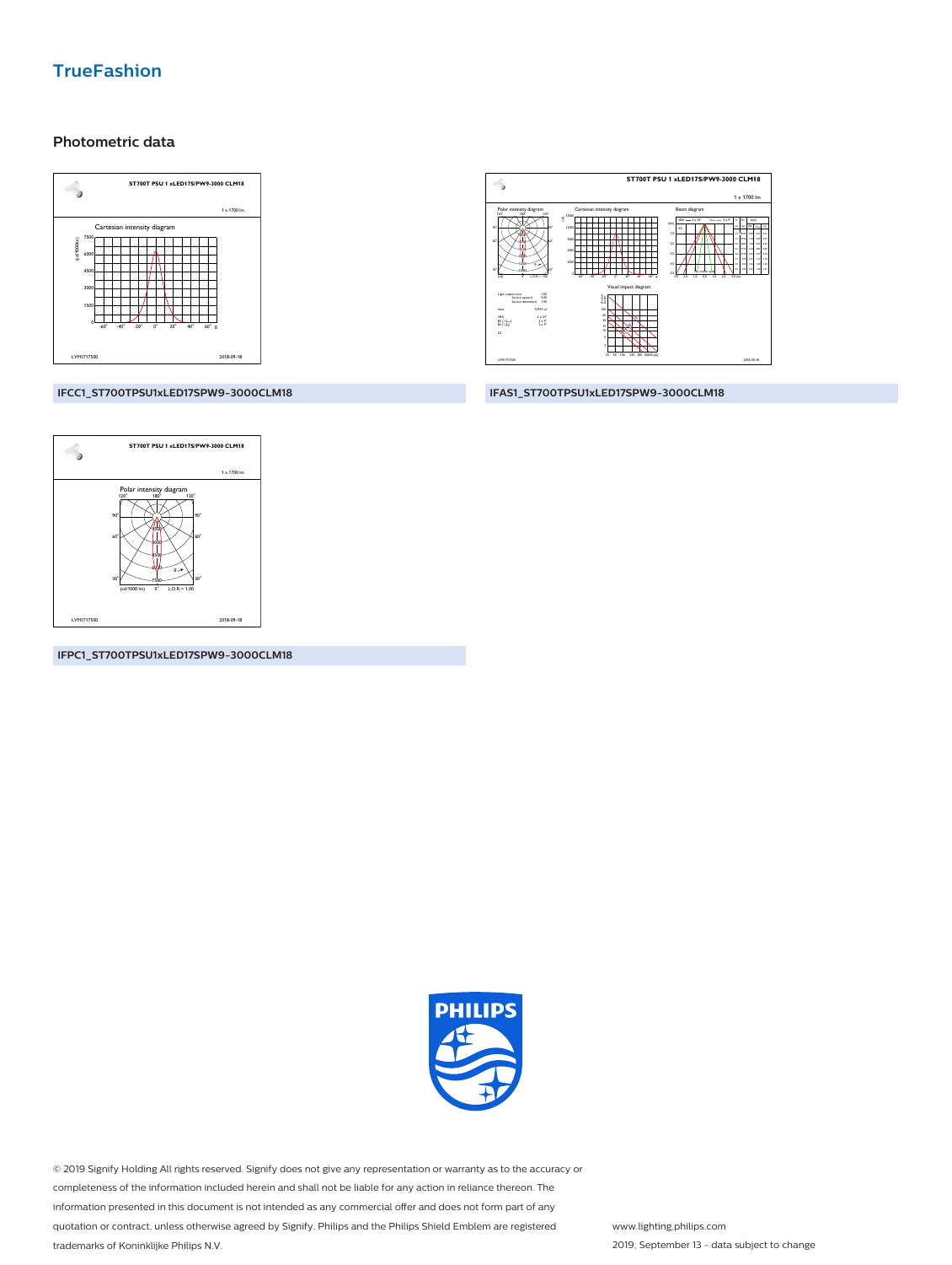# TrueFashion

## Photometric data

ST700T PSU 1 xLED17S/PW9-3000 CLM18

1 x 1700 lm

Cartesian intensity diagram

(cd/1000lm)

7500
6000
4500
3000
1500
0

-60° -40° -20° 0° 20° 40° 60° g

LVM1717500

2018-09-18

**IFCC1_ST700TPSU1xLED17SPW9-3000CLM18**

ST700T PSU 1 xLED17S/PW9-3000 CLM18

1 x 1700 lm

Polar intensity diagram

Cartesian intensity diagram

Beam diagram

Light output ratio 1.00
Service upward 0.00
Service downward 1.00

Visual impact diagram

LVM1717500

2018-09-18

**IFAS1_ST700TPSU1xLED17SPW9-3000CLM18**

ST700T PSU 1 xLED17S/PW9-3000 CLM18

1 x 1700 lm

Polar intensity diagram

120° 180° 120°

90° 90°

60° 60°

30° 30°

1500
3000
4500
6000
7500

(cd/1000 lm) 0° L.O.R.= 1.00

LVM1717500

2018-09-18

**IFPC1_ST700TPSU1xLED17SPW9-3000CLM18**

© 2019 Signify Holding All rights reserved. Signify does not give any representation or warranty as to the accuracy or completeness of the information included herein and shall not be liable for any action in reliance thereon. The information presented in this document is not intended as any commercial offer and does not form part of any quotation or contract, unless otherwise agreed by Signify. Philips and the Philips Shield Emblem are registered trademarks of Koninklijke Philips N.V.

www.lighting.philips.com

2019, September 13 - data subject to change